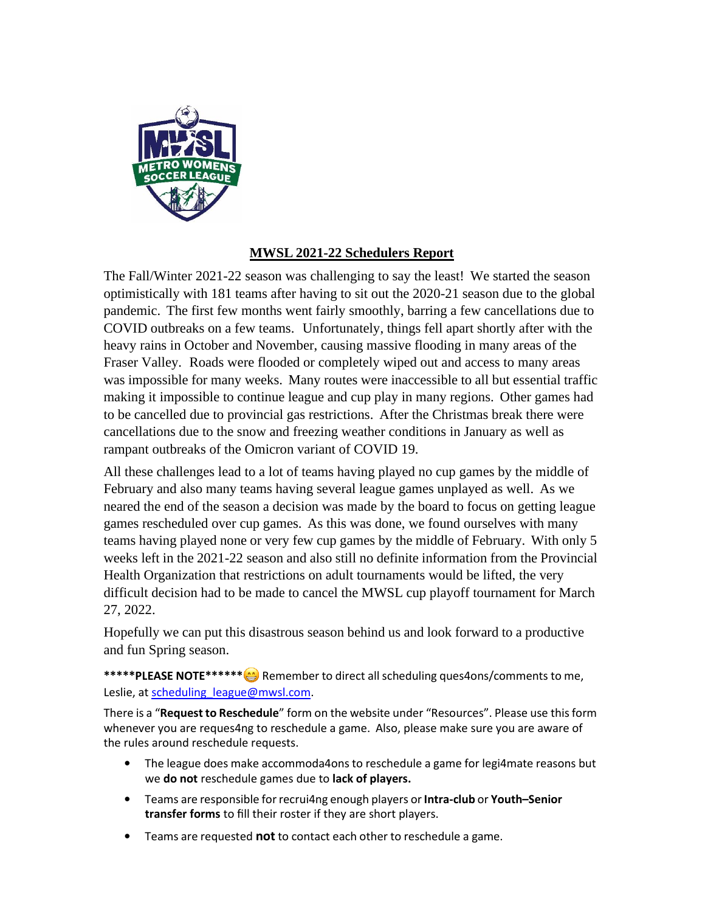## MWSL 2021-22 Schedulers Report

The Fall/Winter 2021-22 season was challenging to say the least! We started the season optimistically with 181 teams after having to sit out the 2020-21 season due to the global pandemic. The first few months went fairly smoothly, barring a few cancellations due to COVID outbreaks on a few teams. Unfortunately, things fell apart shortly after with the heavy rains in October and November, causing massive flooding in many areas of the Fraser Valley. Roads were flooded or completely wiped out and access to many areas was impossible for many weeks. Many routes were inaccessible to all but essential traffic making it impossible to continue league and cup play in many regions. Other games had to be cancelled due to provincial gas restrictions. After the Christmas break there were cancellations due to the snow and freezing weather conditions in January as well as rampant outbreaks of the Omicron variant of COVID 19.

All these challenges lead to a lot of teams having played no cup games by the middle of February and also many teams having several league games unplayed as well. As we neared the end of the season a decision was made by the board to focus on getting league games rescheduled over cup games. As this was done, we found ourselves with many teams having played none or very few cup games by the middle of February. With only 5 weeks left in the 2021-22 season and also still no definite information from the Provincial Health Organization that restrictions on adult tournaments would be lifted, the very difficult decision had to be made to cancel the MWSL cup playoff tournament for March 27, 2022.

Hopefully we can put this disastrous season behind us and look forward to a productive and fun Spring season.

**\*\*\*\*\*PLEASE NOTE\*\*\*\*\*\*** 😁 Remember to direct all scheduling ques4ons/comments to me, Leslie, at scheduling_league@mwsl.com.

There is a "**Request to Reschedule**" form on the website under "Resources". Please use this form whenever you are reques4ng to reschedule a game. Also, please make sure you are aware of the rules around reschedule requests.

- The league does make accommoda4ons to reschedule a game for legi4mate reasons but we **do not** reschedule games due to **lack of players.**
- Teams are responsible for recrui4ng enough players or **Intra-club** or **Youth–Senior transfer forms** to fill their roster if they are short players.
- Teams are requested **not** to contact each other to reschedule a game.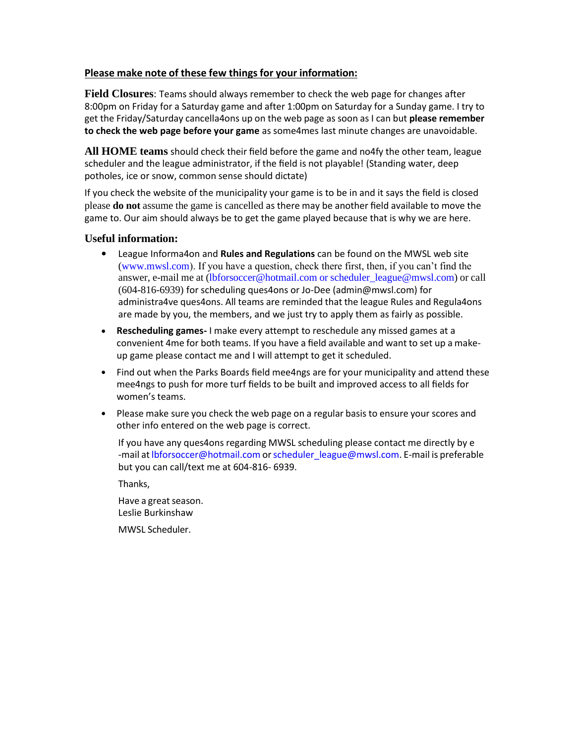**Please make note of these few things for your information:**

**Field Closures**: Teams should always remember to check the web page for changes after 8:00pm on Friday for a Saturday game and after 1:00pm on Saturday for a Sunday game. I try to get the Friday/Saturday cancella4ons up on the web page as soon as I can but **please remember to check the web page before your game** as some4mes last minute changes are unavoidable.

**All HOME teams** should check their field before the game and no4fy the other team, league scheduler and the league administrator, if the field is not playable! (Standing water, deep potholes, ice or snow, common sense should dictate)

If you check the website of the municipality your game is to be in and it says the field is closed please **do not** assume the game is cancelled as there may be another field available to move the game to. Our aim should always be to get the game played because that is why we are here.

**Useful information:**

- League Informa4on and **Rules and Regulations** can be found on the MWSL web site (www.mwsl.com). If you have a question, check there first, then, if you can't find the answer, e-mail me at (lbforsoccer@hotmail.com or scheduler_league@mwsl.com) or call (604-816-6939) for scheduling ques4ons or Jo-Dee (admin@mwsl.com) for administra4ve ques4ons. All teams are reminded that the league Rules and Regula4ons are made by you, the members, and we just try to apply them as fairly as possible.
- **Rescheduling games-** I make every attempt to reschedule any missed games at a convenient 4me for both teams. If you have a field available and want to set up a make-up game please contact me and I will attempt to get it scheduled.
- Find out when the Parks Boards field mee4ngs are for your municipality and attend these mee4ngs to push for more turf fields to be built and improved access to all fields for women's teams.
- Please make sure you check the web page on a regular basis to ensure your scores and other info entered on the web page is correct.

If you have any ques4ons regarding MWSL scheduling please contact me directly by e-mail at lbforsoccer@hotmail.com or scheduler_league@mwsl.com. E-mail is preferable but you can call/text me at 604-816- 6939.

Thanks,

Have a great season.
Leslie Burkinshaw

MWSL Scheduler.